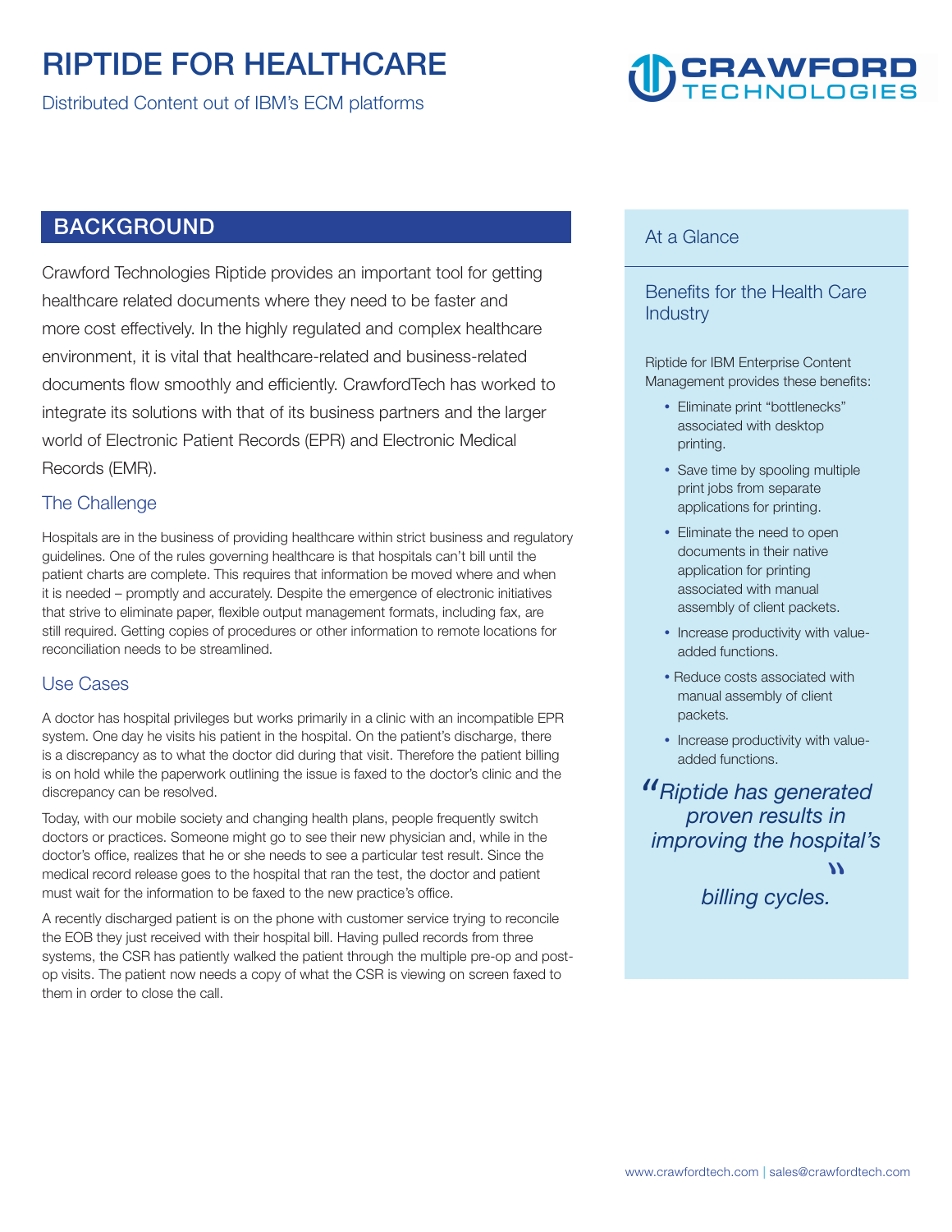# RIPTIDE FOR HEALTHCARE

Distributed Content out of IBM's ECM platforms

CRAWFORD TECHNOLOGIES

## BACKGROUND

Crawford Technologies Riptide provides an important tool for getting healthcare related documents where they need to be faster and more cost effectively. In the highly regulated and complex healthcare environment, it is vital that healthcare-related and business-related documents flow smoothly and efficiently. CrawfordTech has worked to integrate its solutions with that of its business partners and the larger world of Electronic Patient Records (EPR) and Electronic Medical Records (EMR).

### The Challenge

Hospitals are in the business of providing healthcare within strict business and regulatory guidelines. One of the rules governing healthcare is that hospitals can't bill until the patient charts are complete. This requires that information be moved where and when it is needed – promptly and accurately. Despite the emergence of electronic initiatives that strive to eliminate paper, flexible output management formats, including fax, are still required. Getting copies of procedures or other information to remote locations for reconciliation needs to be streamlined.

### Use Cases

A doctor has hospital privileges but works primarily in a clinic with an incompatible EPR system. One day he visits his patient in the hospital. On the patient's discharge, there is a discrepancy as to what the doctor did during that visit. Therefore the patient billing is on hold while the paperwork outlining the issue is faxed to the doctor's clinic and the discrepancy can be resolved.

Today, with our mobile society and changing health plans, people frequently switch doctors or practices. Someone might go to see their new physician and, while in the doctor's office, realizes that he or she needs to see a particular test result. Since the medical record release goes to the hospital that ran the test, the doctor and patient must wait for the information to be faxed to the new practice's office.

A recently discharged patient is on the phone with customer service trying to reconcile the EOB they just received with their hospital bill. Having pulled records from three systems, the CSR has patiently walked the patient through the multiple pre-op and post-op visits. The patient now needs a copy of what the CSR is viewing on screen faxed to them in order to close the call.

## At a Glance

### Benefits for the Health Care Industry

Riptide for IBM Enterprise Content Management provides these benefits:

- Eliminate print "bottlenecks" associated with desktop printing.
- Save time by spooling multiple print jobs from separate applications for printing.
- Eliminate the need to open documents in their native application for printing associated with manual assembly of client packets.
- Increase productivity with value-added functions.
- Reduce costs associated with manual assembly of client packets.
- Increase productivity with value-added functions.

*"Riptide has generated proven results in improving the hospital's billing cycles."*

www.crawfordtech.com | sales@crawfordtech.com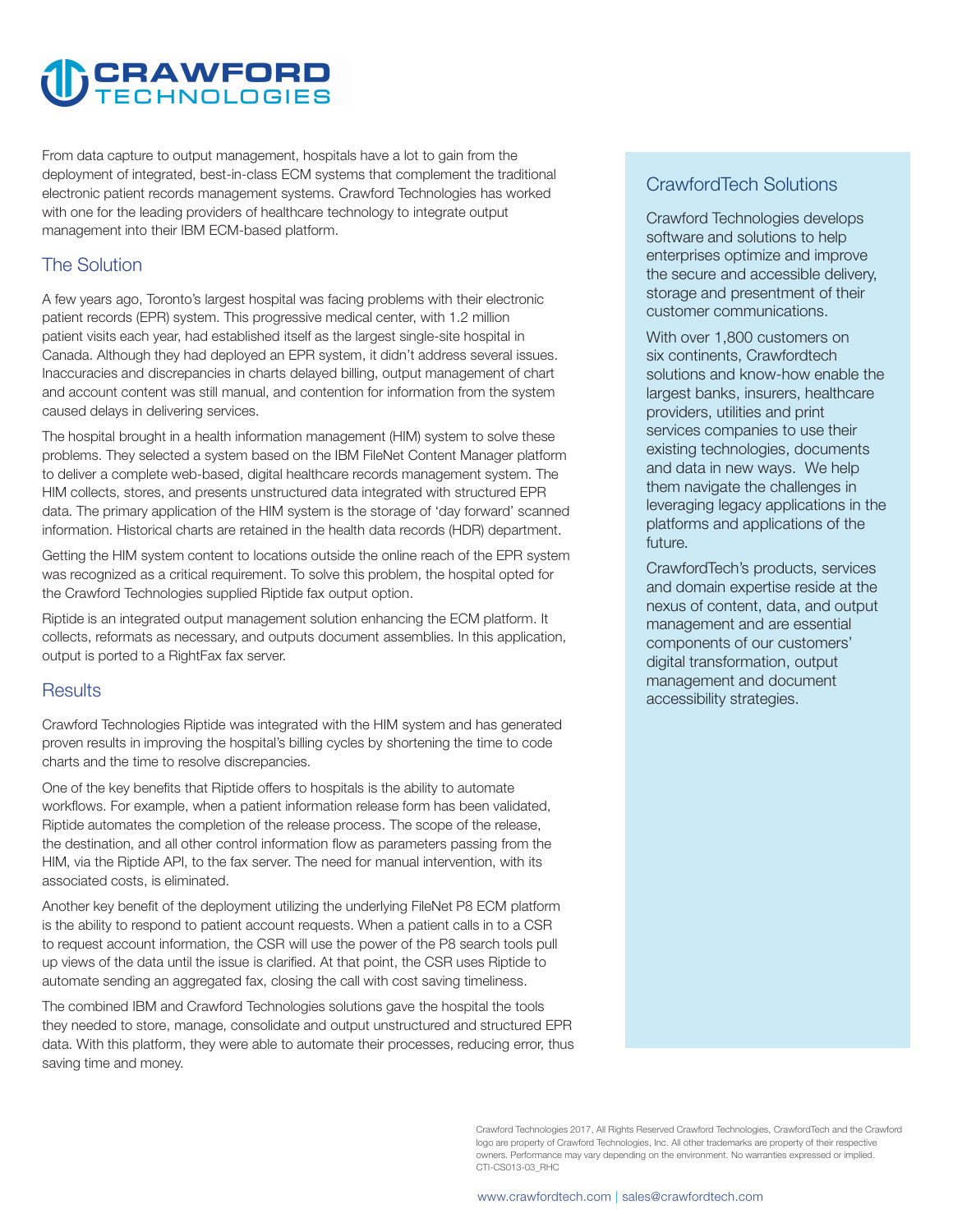# CRAWFORD TECHNOLOGIES

From data capture to output management, hospitals have a lot to gain from the deployment of integrated, best-in-class ECM systems that complement the traditional electronic patient records management systems. Crawford Technologies has worked with one for the leading providers of healthcare technology to integrate output management into their IBM ECM-based platform.

## The Solution

A few years ago, Toronto's largest hospital was facing problems with their electronic patient records (EPR) system. This progressive medical center, with 1.2 million patient visits each year, had established itself as the largest single-site hospital in Canada. Although they had deployed an EPR system, it didn't address several issues. Inaccuracies and discrepancies in charts delayed billing, output management of chart and account content was still manual, and contention for information from the system caused delays in delivering services.

The hospital brought in a health information management (HIM) system to solve these problems. They selected a system based on the IBM FileNet Content Manager platform to deliver a complete web-based, digital healthcare records management system. The HIM collects, stores, and presents unstructured data integrated with structured EPR data. The primary application of the HIM system is the storage of 'day forward' scanned information. Historical charts are retained in the health data records (HDR) department.

Getting the HIM system content to locations outside the online reach of the EPR system was recognized as a critical requirement. To solve this problem, the hospital opted for the Crawford Technologies supplied Riptide fax output option.

Riptide is an integrated output management solution enhancing the ECM platform. It collects, reformats as necessary, and outputs document assemblies. In this application, output is ported to a RightFax fax server.

## Results

Crawford Technologies Riptide was integrated with the HIM system and has generated proven results in improving the hospital's billing cycles by shortening the time to code charts and the time to resolve discrepancies.

One of the key benefits that Riptide offers to hospitals is the ability to automate workflows. For example, when a patient information release form has been validated, Riptide automates the completion of the release process. The scope of the release, the destination, and all other control information flow as parameters passing from the HIM, via the Riptide API, to the fax server. The need for manual intervention, with its associated costs, is eliminated.

Another key benefit of the deployment utilizing the underlying FileNet P8 ECM platform is the ability to respond to patient account requests. When a patient calls in to a CSR to request account information, the CSR will use the power of the P8 search tools pull up views of the data until the issue is clarified. At that point, the CSR uses Riptide to automate sending an aggregated fax, closing the call with cost saving timeliness.

The combined IBM and Crawford Technologies solutions gave the hospital the tools they needed to store, manage, consolidate and output unstructured and structured EPR data. With this platform, they were able to automate their processes, reducing error, thus saving time and money.

## CrawfordTech Solutions

Crawford Technologies develops software and solutions to help enterprises optimize and improve the secure and accessible delivery, storage and presentment of their customer communications.

With over 1,800 customers on six continents, Crawfordtech solutions and know-how enable the largest banks, insurers, healthcare providers, utilities and print services companies to use their existing technologies, documents and data in new ways. We help them navigate the challenges in leveraging legacy applications in the platforms and applications of the future.

CrawfordTech's products, services and domain expertise reside at the nexus of content, data, and output management and are essential components of our customers' digital transformation, output management and document accessibility strategies.

Crawford Technologies 2017, All Rights Reserved Crawford Technologies, CrawfordTech and the Crawford logo are property of Crawford Technologies, Inc. All other trademarks are property of their respective owners. Performance may vary depending on the environment. No warranties expressed or implied. CTI-CS013-03_RHC

www.crawfordtech.com | sales@crawfordtech.com